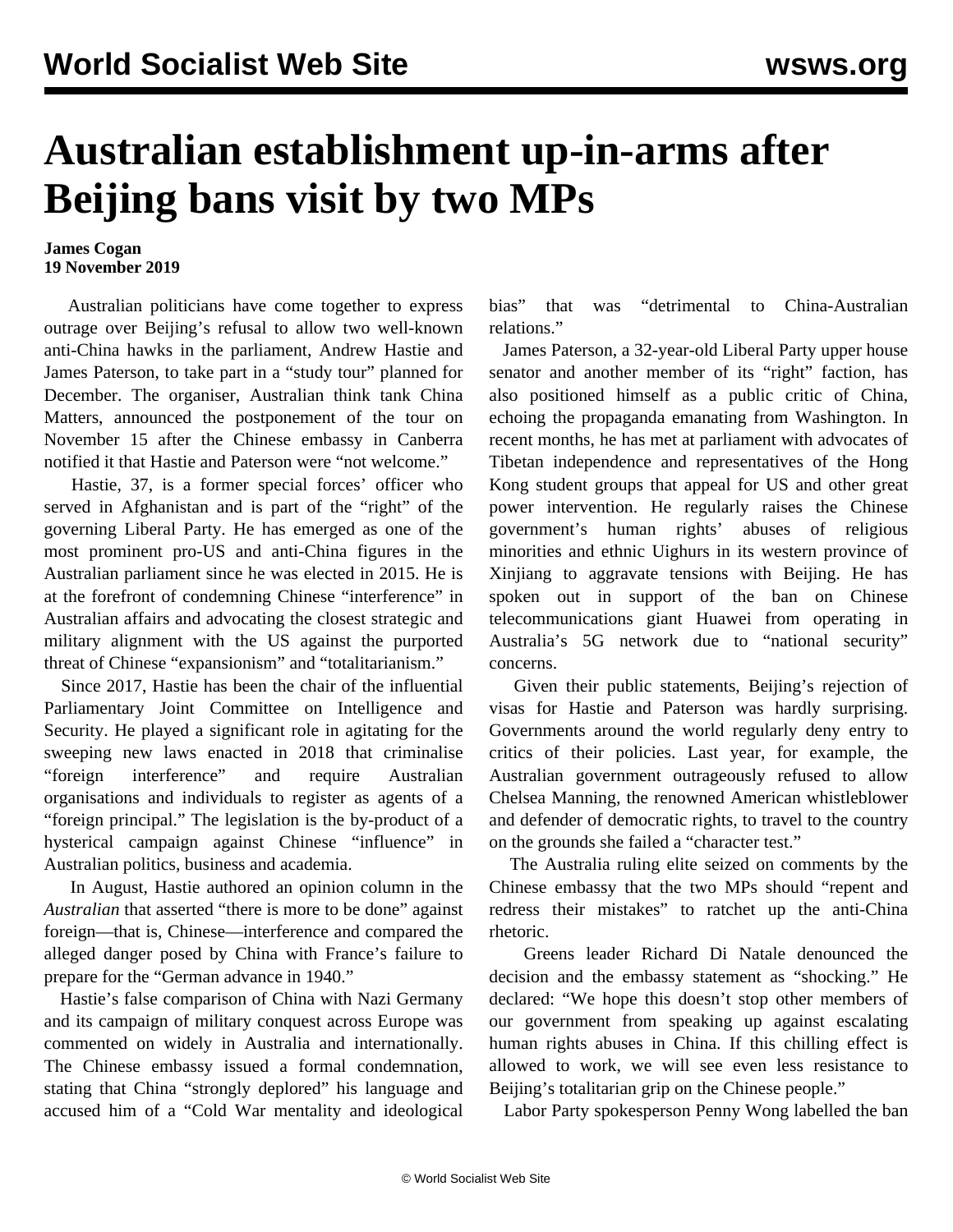# Australian establishment up-in-arms after Beijing bans visit by two MPs

**James Cogan**
**19 November 2019**

Australian politicians have come together to express outrage over Beijing's refusal to allow two well-known anti-China hawks in the parliament, Andrew Hastie and James Paterson, to take part in a "study tour" planned for December. The organiser, Australian think tank China Matters, announced the postponement of the tour on November 15 after the Chinese embassy in Canberra notified it that Hastie and Paterson were "not welcome."

Hastie, 37, is a former special forces' officer who served in Afghanistan and is part of the "right" of the governing Liberal Party. He has emerged as one of the most prominent pro-US and anti-China figures in the Australian parliament since he was elected in 2015. He is at the forefront of condemning Chinese "interference" in Australian affairs and advocating the closest strategic and military alignment with the US against the purported threat of Chinese "expansionism" and "totalitarianism."

Since 2017, Hastie has been the chair of the influential Parliamentary Joint Committee on Intelligence and Security. He played a significant role in agitating for the sweeping new laws enacted in 2018 that criminalise "foreign interference" and require Australian organisations and individuals to register as agents of a "foreign principal." The legislation is the by-product of a hysterical campaign against Chinese "influence" in Australian politics, business and academia.

In August, Hastie authored an opinion column in the *Australian* that asserted "there is more to be done" against foreign—that is, Chinese—interference and compared the alleged danger posed by China with France's failure to prepare for the "German advance in 1940."

Hastie's false comparison of China with Nazi Germany and its campaign of military conquest across Europe was commented on widely in Australia and internationally. The Chinese embassy issued a formal condemnation, stating that China "strongly deplored" his language and accused him of a "Cold War mentality and ideological bias" that was "detrimental to China-Australian relations."

James Paterson, a 32-year-old Liberal Party upper house senator and another member of its "right" faction, has also positioned himself as a public critic of China, echoing the propaganda emanating from Washington. In recent months, he has met at parliament with advocates of Tibetan independence and representatives of the Hong Kong student groups that appeal for US and other great power intervention. He regularly raises the Chinese government's human rights' abuses of religious minorities and ethnic Uighurs in its western province of Xinjiang to aggravate tensions with Beijing. He has spoken out in support of the ban on Chinese telecommunications giant Huawei from operating in Australia's 5G network due to "national security" concerns.

Given their public statements, Beijing's rejection of visas for Hastie and Paterson was hardly surprising. Governments around the world regularly deny entry to critics of their policies. Last year, for example, the Australian government outrageously refused to allow Chelsea Manning, the renowned American whistleblower and defender of democratic rights, to travel to the country on the grounds she failed a "character test."

The Australia ruling elite seized on comments by the Chinese embassy that the two MPs should "repent and redress their mistakes" to ratchet up the anti-China rhetoric.

Greens leader Richard Di Natale denounced the decision and the embassy statement as "shocking." He declared: "We hope this doesn't stop other members of our government from speaking up against escalating human rights abuses in China. If this chilling effect is allowed to work, we will see even less resistance to Beijing's totalitarian grip on the Chinese people."

Labor Party spokesperson Penny Wong labelled the ban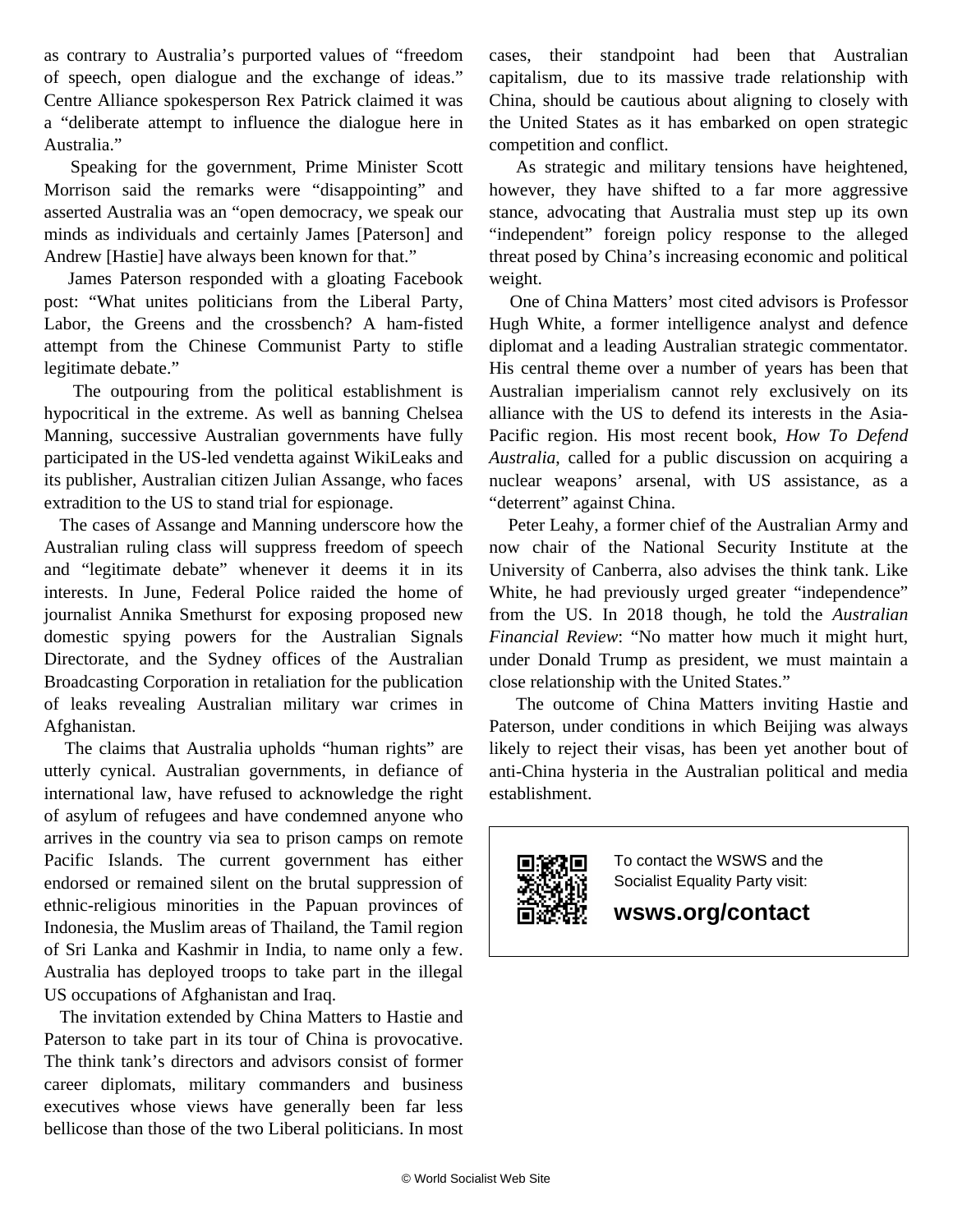as contrary to Australia's purported values of "freedom of speech, open dialogue and the exchange of ideas." Centre Alliance spokesperson Rex Patrick claimed it was a "deliberate attempt to influence the dialogue here in Australia."

Speaking for the government, Prime Minister Scott Morrison said the remarks were "disappointing" and asserted Australia was an "open democracy, we speak our minds as individuals and certainly James [Paterson] and Andrew [Hastie] have always been known for that."

James Paterson responded with a gloating Facebook post: "What unites politicians from the Liberal Party, Labor, the Greens and the crossbench? A ham-fisted attempt from the Chinese Communist Party to stifle legitimate debate."

The outpouring from the political establishment is hypocritical in the extreme. As well as banning Chelsea Manning, successive Australian governments have fully participated in the US-led vendetta against WikiLeaks and its publisher, Australian citizen Julian Assange, who faces extradition to the US to stand trial for espionage.

The cases of Assange and Manning underscore how the Australian ruling class will suppress freedom of speech and "legitimate debate" whenever it deems it in its interests. In June, Federal Police raided the home of journalist Annika Smethurst for exposing proposed new domestic spying powers for the Australian Signals Directorate, and the Sydney offices of the Australian Broadcasting Corporation in retaliation for the publication of leaks revealing Australian military war crimes in Afghanistan.

The claims that Australia upholds "human rights" are utterly cynical. Australian governments, in defiance of international law, have refused to acknowledge the right of asylum of refugees and have condemned anyone who arrives in the country via sea to prison camps on remote Pacific Islands. The current government has either endorsed or remained silent on the brutal suppression of ethnic-religious minorities in the Papuan provinces of Indonesia, the Muslim areas of Thailand, the Tamil region of Sri Lanka and Kashmir in India, to name only a few. Australia has deployed troops to take part in the illegal US occupations of Afghanistan and Iraq.

The invitation extended by China Matters to Hastie and Paterson to take part in its tour of China is provocative. The think tank's directors and advisors consist of former career diplomats, military commanders and business executives whose views have generally been far less bellicose than those of the two Liberal politicians. In most cases, their standpoint had been that Australian capitalism, due to its massive trade relationship with China, should be cautious about aligning to closely with the United States as it has embarked on open strategic competition and conflict.

As strategic and military tensions have heightened, however, they have shifted to a far more aggressive stance, advocating that Australia must step up its own "independent" foreign policy response to the alleged threat posed by China's increasing economic and political weight.

One of China Matters' most cited advisors is Professor Hugh White, a former intelligence analyst and defence diplomat and a leading Australian strategic commentator. His central theme over a number of years has been that Australian imperialism cannot rely exclusively on its alliance with the US to defend its interests in the Asia-Pacific region. His most recent book, *How To Defend Australia*, called for a public discussion on acquiring a nuclear weapons' arsenal, with US assistance, as a "deterrent" against China.

Peter Leahy, a former chief of the Australian Army and now chair of the National Security Institute at the University of Canberra, also advises the think tank. Like White, he had previously urged greater "independence" from the US. In 2018 though, he told the *Australian Financial Review*: "No matter how much it might hurt, under Donald Trump as president, we must maintain a close relationship with the United States."

The outcome of China Matters inviting Hastie and Paterson, under conditions in which Beijing was always likely to reject their visas, has been yet another bout of anti-China hysteria in the Australian political and media establishment.

To contact the WSWS and the Socialist Equality Party visit:

**wsws.org/contact**